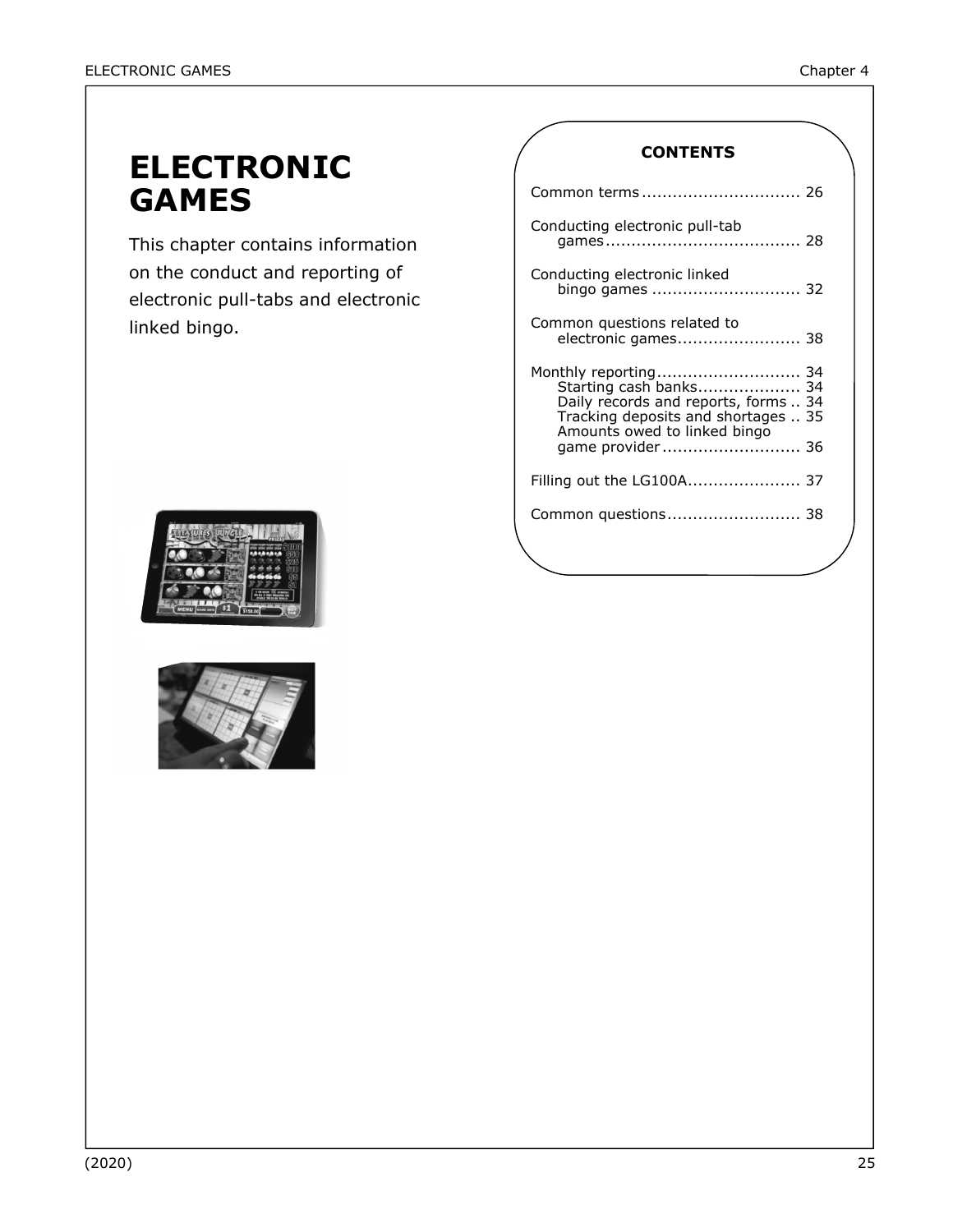# ELECTRONIC GAMES

This chapter contains information on the conduct and reporting of electronic pull-tabs and electronic linked bingo.

**CONTENTS**

Common terms ............................... 26

Conducting electronic pull-tab games ...................................... 28

Conducting electronic linked bingo games ............................. 32

Common questions related to electronic games........................ 38

Monthly reporting............................ 34
- Starting cash banks.................... 34
- Daily records and reports, forms .. 34
- Tracking deposits and shortages .. 35
- Amounts owed to linked bingo game provider ........................... 36

Filling out the LG100A...................... 37

Common questions.......................... 38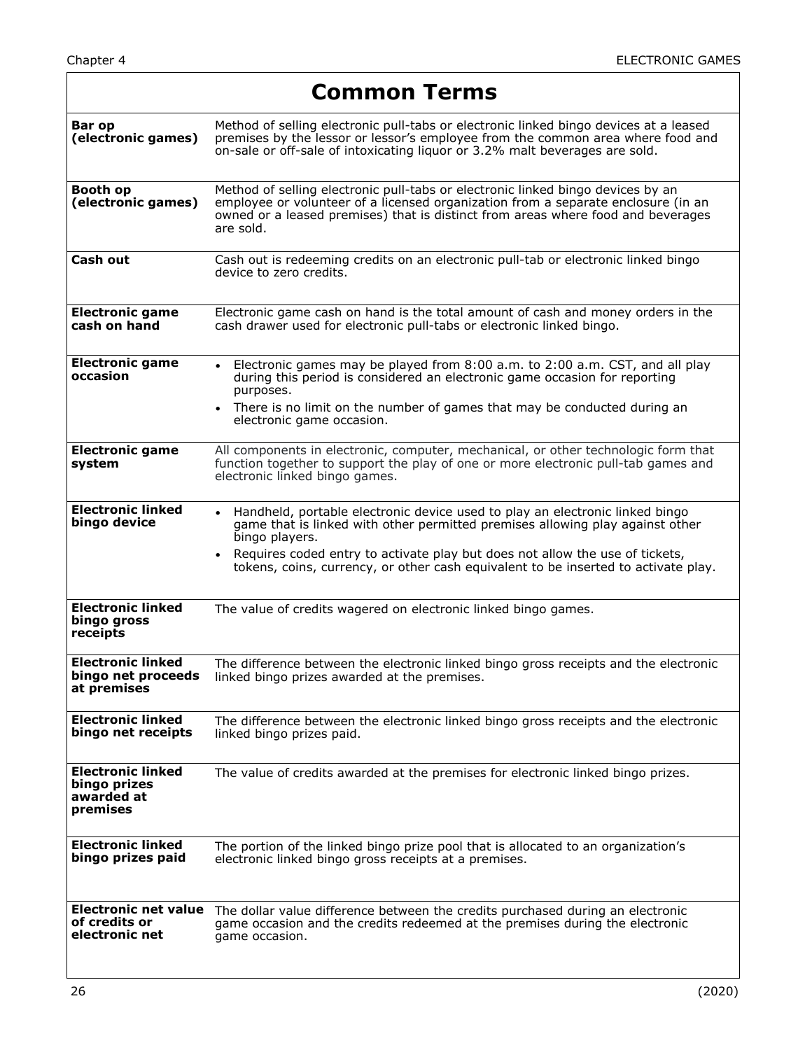# Common Terms

| Term | Definition |
|---|---|
| **Bar op (electronic games)** | Method of selling electronic pull-tabs or electronic linked bingo devices at a leased premises by the lessor or lessor's employee from the common area where food and on-sale or off-sale of intoxicating liquor or 3.2% malt beverages are sold. |
| **Booth op (electronic games)** | Method of selling electronic pull-tabs or electronic linked bingo devices by an employee or volunteer of a licensed organization from a separate enclosure (in an owned or a leased premises) that is distinct from areas where food and beverages are sold. |
| **Cash out** | Cash out is redeeming credits on an electronic pull-tab or electronic linked bingo device to zero credits. |
| **Electronic game cash on hand** | Electronic game cash on hand is the total amount of cash and money orders in the cash drawer used for electronic pull-tabs or electronic linked bingo. |
| **Electronic game occasion** | • Electronic games may be played from 8:00 a.m. to 2:00 a.m. CST, and all play during this period is considered an electronic game occasion for reporting purposes.<br>• There is no limit on the number of games that may be conducted during an electronic game occasion. |
| **Electronic game system** | All components in electronic, computer, mechanical, or other technologic form that function together to support the play of one or more electronic pull-tab games and electronic linked bingo games. |
| **Electronic linked bingo device** | • Handheld, portable electronic device used to play an electronic linked bingo game that is linked with other permitted premises allowing play against other bingo players.<br>• Requires coded entry to activate play but does not allow the use of tickets, tokens, coins, currency, or other cash equivalent to be inserted to activate play. |
| **Electronic linked bingo gross receipts** | The value of credits wagered on electronic linked bingo games. |
| **Electronic linked bingo net proceeds at premises** | The difference between the electronic linked bingo gross receipts and the electronic linked bingo prizes awarded at the premises. |
| **Electronic linked bingo net receipts** | The difference between the electronic linked bingo gross receipts and the electronic linked bingo prizes paid. |
| **Electronic linked bingo prizes awarded at premises** | The value of credits awarded at the premises for electronic linked bingo prizes. |
| **Electronic linked bingo prizes paid** | The portion of the linked bingo prize pool that is allocated to an organization's electronic linked bingo gross receipts at a premises. |
| **Electronic net value of credits or electronic net** | The dollar value difference between the credits purchased during an electronic game occasion and the credits redeemed at the premises during the electronic game occasion. |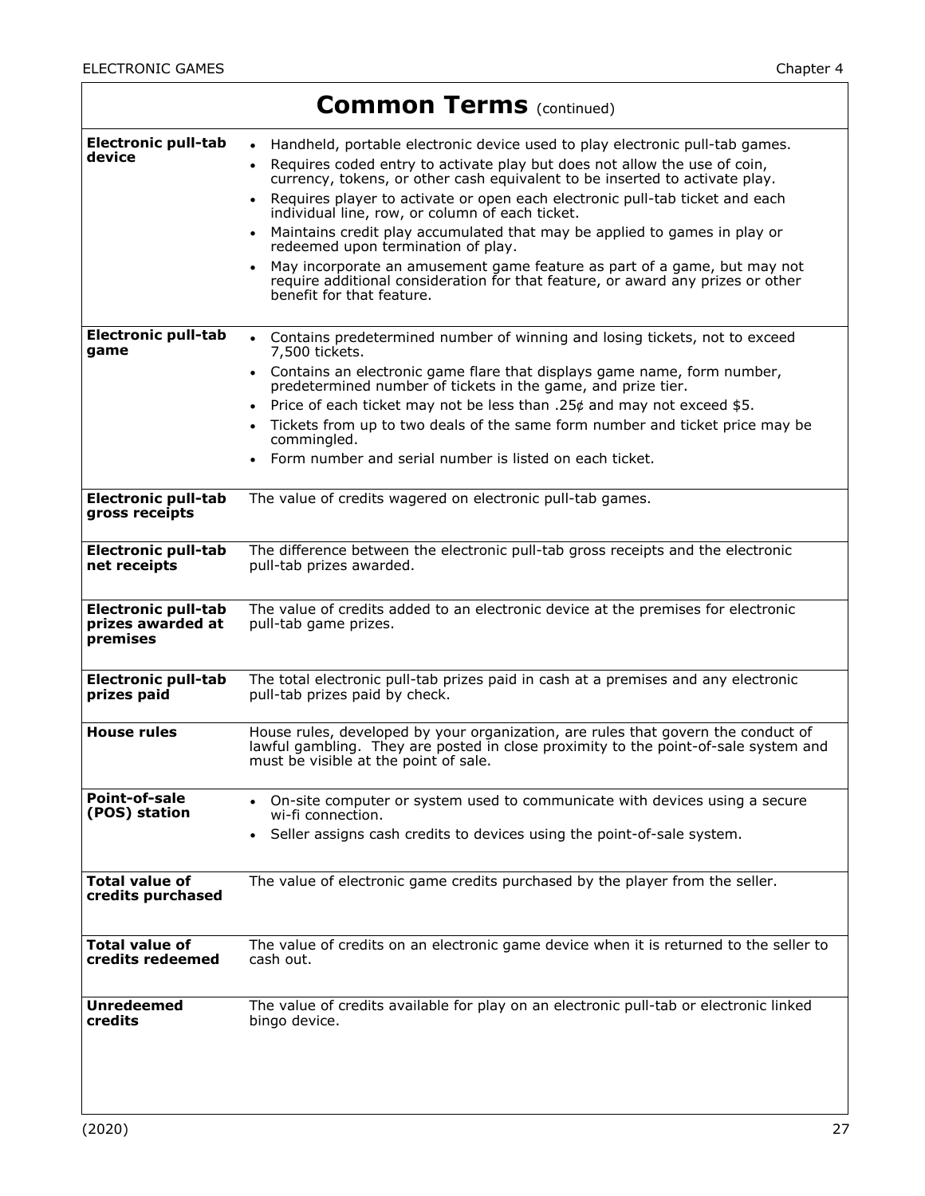## Common Terms (continued)

| Term | Definition |
|---|---|
| **Electronic pull-tab device** | • Handheld, portable electronic device used to play electronic pull-tab games.<br>• Requires coded entry to activate play but does not allow the use of coin, currency, tokens, or other cash equivalent to be inserted to activate play.<br>• Requires player to activate or open each electronic pull-tab ticket and each individual line, row, or column of each ticket.<br>• Maintains credit play accumulated that may be applied to games in play or redeemed upon termination of play.<br>• May incorporate an amusement game feature as part of a game, but may not require additional consideration for that feature, or award any prizes or other benefit for that feature. |
| **Electronic pull-tab game** | • Contains predetermined number of winning and losing tickets, not to exceed 7,500 tickets.<br>• Contains an electronic game flare that displays game name, form number, predetermined number of tickets in the game, and prize tier.<br>• Price of each ticket may not be less than .25¢ and may not exceed $5.<br>• Tickets from up to two deals of the same form number and ticket price may be commingled.<br>• Form number and serial number is listed on each ticket. |
| **Electronic pull-tab gross receipts** | The value of credits wagered on electronic pull-tab games. |
| **Electronic pull-tab net receipts** | The difference between the electronic pull-tab gross receipts and the electronic pull-tab prizes awarded. |
| **Electronic pull-tab prizes awarded at premises** | The value of credits added to an electronic device at the premises for electronic pull-tab game prizes. |
| **Electronic pull-tab prizes paid** | The total electronic pull-tab prizes paid in cash at a premises and any electronic pull-tab prizes paid by check. |
| **House rules** | House rules, developed by your organization, are rules that govern the conduct of lawful gambling. They are posted in close proximity to the point-of-sale system and must be visible at the point of sale. |
| **Point-of-sale (POS) station** | • On-site computer or system used to communicate with devices using a secure wi-fi connection.<br>• Seller assigns cash credits to devices using the point-of-sale system. |
| **Total value of credits purchased** | The value of electronic game credits purchased by the player from the seller. |
| **Total value of credits redeemed** | The value of credits on an electronic game device when it is returned to the seller to cash out. |
| **Unredeemed credits** | The value of credits available for play on an electronic pull-tab or electronic linked bingo device. |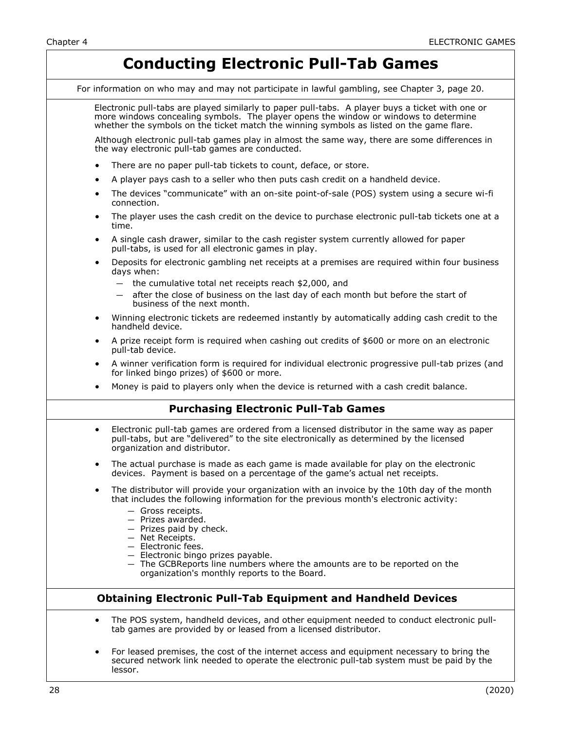# Conducting Electronic Pull-Tab Games

For information on who may and may not participate in lawful gambling, see Chapter 3, page 20.

Electronic pull-tabs are played similarly to paper pull-tabs. A player buys a ticket with one or more windows concealing symbols. The player opens the window or windows to determine whether the symbols on the ticket match the winning symbols as listed on the game flare.

Although electronic pull-tab games play in almost the same way, there are some differences in the way electronic pull-tab games are conducted.

- There are no paper pull-tab tickets to count, deface, or store.
- A player pays cash to a seller who then puts cash credit on a handheld device.
- The devices "communicate" with an on-site point-of-sale (POS) system using a secure wi-fi connection.
- The player uses the cash credit on the device to purchase electronic pull-tab tickets one at a time.
- A single cash drawer, similar to the cash register system currently allowed for paper pull-tabs, is used for all electronic games in play.
- Deposits for electronic gambling net receipts at a premises are required within four business days when:
  - the cumulative total net receipts reach $2,000, and
  - after the close of business on the last day of each month but before the start of business of the next month.
- Winning electronic tickets are redeemed instantly by automatically adding cash credit to the handheld device.
- A prize receipt form is required when cashing out credits of $600 or more on an electronic pull-tab device.
- A winner verification form is required for individual electronic progressive pull-tab prizes (and for linked bingo prizes) of $600 or more.
- Money is paid to players only when the device is returned with a cash credit balance.

## Purchasing Electronic Pull-Tab Games

- Electronic pull-tab games are ordered from a licensed distributor in the same way as paper pull-tabs, but are "delivered" to the site electronically as determined by the licensed organization and distributor.
- The actual purchase is made as each game is made available for play on the electronic devices. Payment is based on a percentage of the game's actual net receipts.
- The distributor will provide your organization with an invoice by the 10th day of the month that includes the following information for the previous month's electronic activity:
  - Gross receipts.
  - Prizes awarded.
  - Prizes paid by check.
  - Net Receipts.
  - Electronic fees.
  - Electronic bingo prizes payable.
  - The GCBReports line numbers where the amounts are to be reported on the organization's monthly reports to the Board.

## Obtaining Electronic Pull-Tab Equipment and Handheld Devices

- The POS system, handheld devices, and other equipment needed to conduct electronic pull-tab games are provided by or leased from a licensed distributor.
- For leased premises, the cost of the internet access and equipment necessary to bring the secured network link needed to operate the electronic pull-tab system must be paid by the lessor.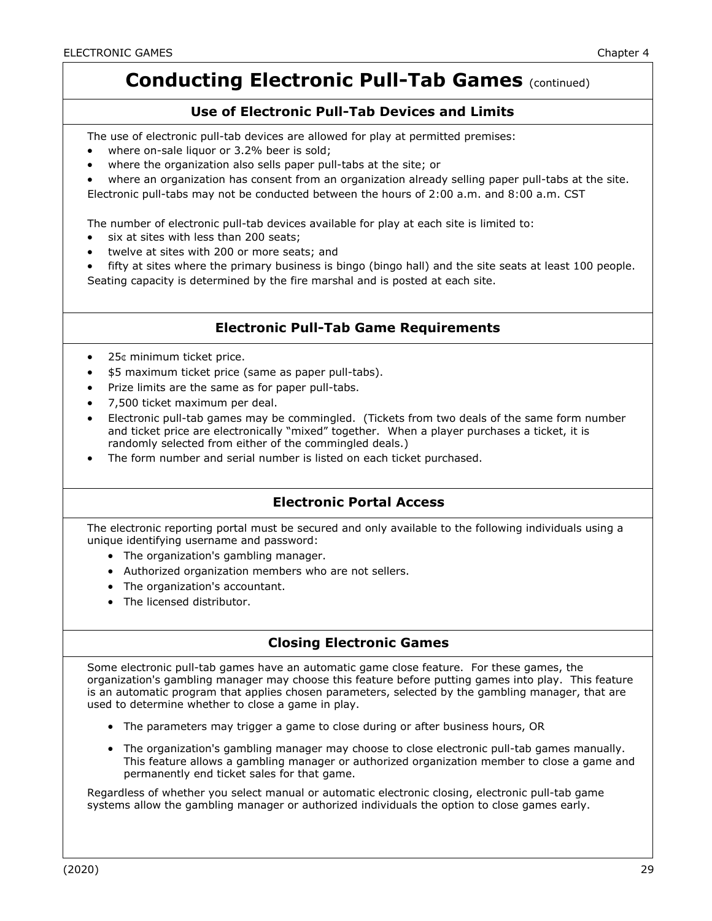# Conducting Electronic Pull-Tab Games (continued)

## Use of Electronic Pull-Tab Devices and Limits

The use of electronic pull-tab devices are allowed for play at permitted premises:

- where on-sale liquor or 3.2% beer is sold;
- where the organization also sells paper pull-tabs at the site; or
- where an organization has consent from an organization already selling paper pull-tabs at the site.

Electronic pull-tabs may not be conducted between the hours of 2:00 a.m. and 8:00 a.m. CST

The number of electronic pull-tab devices available for play at each site is limited to:

- six at sites with less than 200 seats;
- twelve at sites with 200 or more seats; and
- fifty at sites where the primary business is bingo (bingo hall) and the site seats at least 100 people.

Seating capacity is determined by the fire marshal and is posted at each site.

## Electronic Pull-Tab Game Requirements

- 25¢ minimum ticket price.
- $5 maximum ticket price (same as paper pull-tabs).
- Prize limits are the same as for paper pull-tabs.
- 7,500 ticket maximum per deal.
- Electronic pull-tab games may be commingled. (Tickets from two deals of the same form number and ticket price are electronically "mixed" together. When a player purchases a ticket, it is randomly selected from either of the commingled deals.)
- The form number and serial number is listed on each ticket purchased.

## Electronic Portal Access

The electronic reporting portal must be secured and only available to the following individuals using a unique identifying username and password:

- The organization's gambling manager.
- Authorized organization members who are not sellers.
- The organization's accountant.
- The licensed distributor.

## Closing Electronic Games

Some electronic pull-tab games have an automatic game close feature. For these games, the organization's gambling manager may choose this feature before putting games into play. This feature is an automatic program that applies chosen parameters, selected by the gambling manager, that are used to determine whether to close a game in play.

- The parameters may trigger a game to close during or after business hours, OR
- The organization's gambling manager may choose to close electronic pull-tab games manually. This feature allows a gambling manager or authorized organization member to close a game and permanently end ticket sales for that game.

Regardless of whether you select manual or automatic electronic closing, electronic pull-tab game systems allow the gambling manager or authorized individuals the option to close games early.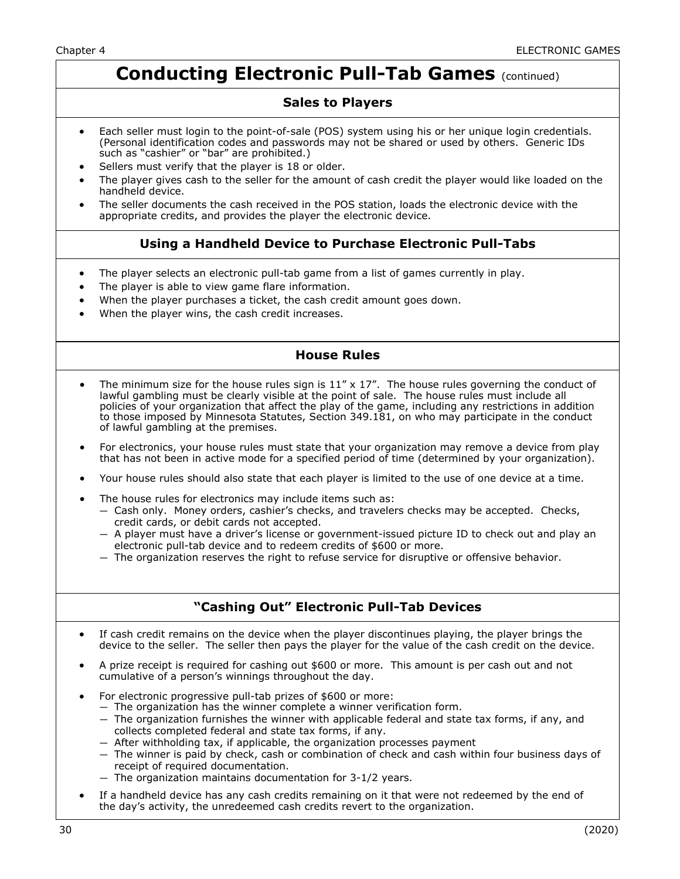# Conducting Electronic Pull-Tab Games (continued)

## Sales to Players

- Each seller must login to the point-of-sale (POS) system using his or her unique login credentials. (Personal identification codes and passwords may not be shared or used by others. Generic IDs such as "cashier" or "bar" are prohibited.)
- Sellers must verify that the player is 18 or older.
- The player gives cash to the seller for the amount of cash credit the player would like loaded on the handheld device.
- The seller documents the cash received in the POS station, loads the electronic device with the appropriate credits, and provides the player the electronic device.

## Using a Handheld Device to Purchase Electronic Pull-Tabs

- The player selects an electronic pull-tab game from a list of games currently in play.
- The player is able to view game flare information.
- When the player purchases a ticket, the cash credit amount goes down.
- When the player wins, the cash credit increases.

## House Rules

- The minimum size for the house rules sign is 11" x 17". The house rules governing the conduct of lawful gambling must be clearly visible at the point of sale. The house rules must include all policies of your organization that affect the play of the game, including any restrictions in addition to those imposed by Minnesota Statutes, Section 349.181, on who may participate in the conduct of lawful gambling at the premises.
- For electronics, your house rules must state that your organization may remove a device from play that has not been in active mode for a specified period of time (determined by your organization).
- Your house rules should also state that each player is limited to the use of one device at a time.
- The house rules for electronics may include items such as:
  - Cash only. Money orders, cashier's checks, and travelers checks may be accepted. Checks, credit cards, or debit cards not accepted.
  - A player must have a driver's license or government-issued picture ID to check out and play an electronic pull-tab device and to redeem credits of $600 or more.
  - The organization reserves the right to refuse service for disruptive or offensive behavior.

## "Cashing Out" Electronic Pull-Tab Devices

- If cash credit remains on the device when the player discontinues playing, the player brings the device to the seller. The seller then pays the player for the value of the cash credit on the device.
- A prize receipt is required for cashing out $600 or more. This amount is per cash out and not cumulative of a person's winnings throughout the day.
- For electronic progressive pull-tab prizes of $600 or more:
  - The organization has the winner complete a winner verification form.
  - The organization furnishes the winner with applicable federal and state tax forms, if any, and collects completed federal and state tax forms, if any.
  - After withholding tax, if applicable, the organization processes payment
  - The winner is paid by check, cash or combination of check and cash within four business days of receipt of required documentation.
  - The organization maintains documentation for 3-1/2 years.
- If a handheld device has any cash credits remaining on it that were not redeemed by the end of the day's activity, the unredeemed cash credits revert to the organization.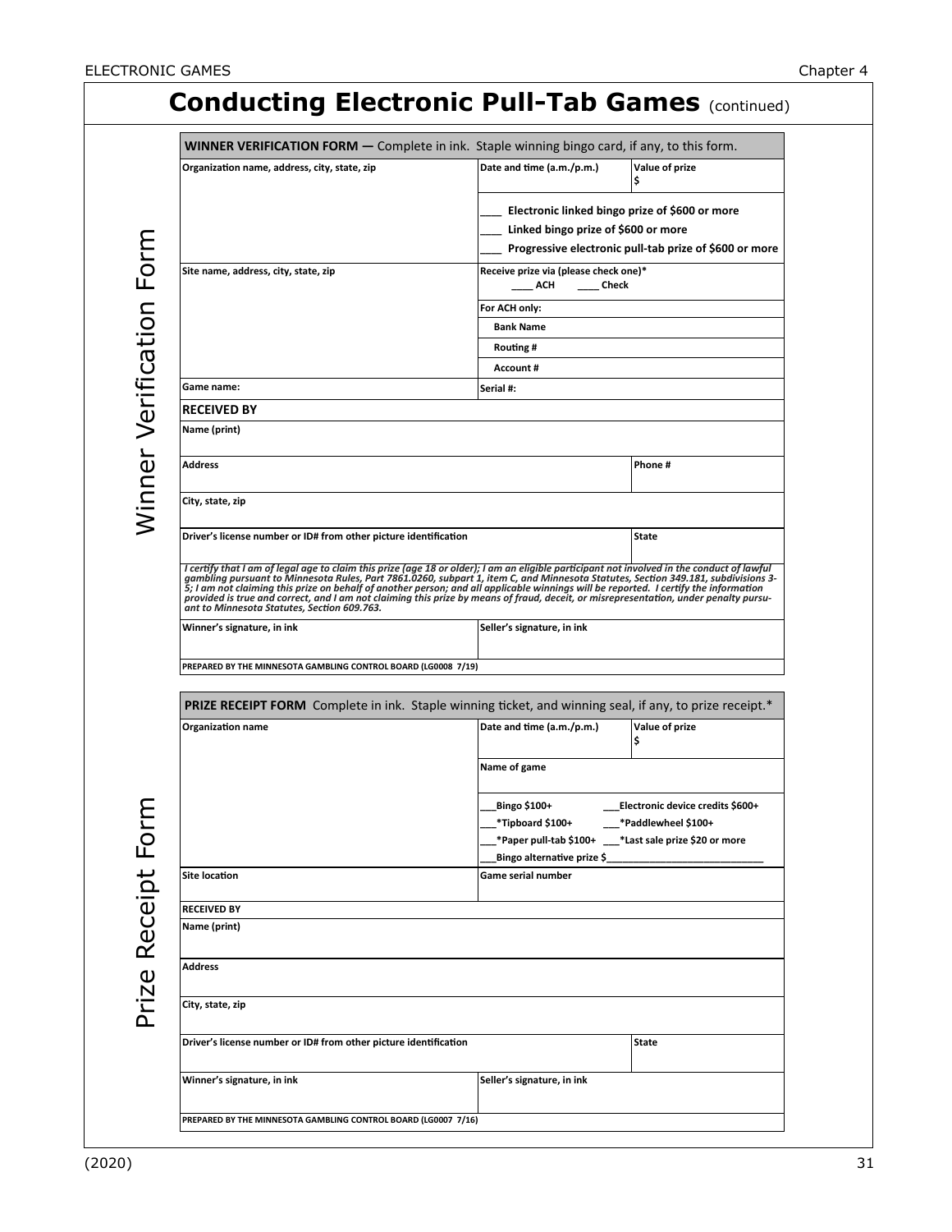# Conducting Electronic Pull-Tab Games (continued)

## Winner Verification Form

| **WINNER VERIFICATION FORM —** Complete in ink. Staple winning bingo card, if any, to this form. | | |
|---|---|---|
| **Organization name, address, city, state, zip** | **Date and time (a.m./p.m.)** | **Value of prize** $ |
| | ___ Electronic linked bingo prize of $600 or more<br>___ Linked bingo prize of $600 or more<br>___ Progressive electronic pull-tab prize of $600 or more | |
| **Site name, address, city, state, zip** | **Receive prize via (please check one)*** ____ ACH ____ Check | |
| | **For ACH only:** | |
| | **Bank Name** | |
| | **Routing #** | |
| | **Account #** | |
| **Game name:** | **Serial #:** | |
| **RECEIVED BY** | | |
| **Name (print)** | | |
| **Address** | | **Phone #** |
| **City, state, zip** | | |
| **Driver's license number or ID# from other picture identification** | | **State** |
| *I certify that I am of legal age to claim this prize (age 18 or older); I am an eligible participant not involved in the conduct of lawful gambling pursuant to Minnesota Rules, Part 7861.0260, subpart 1, item C, and Minnesota Statutes, Section 349.181, subdivisions 3-5; I am not claiming this prize on behalf of another person; and all applicable winnings will be reported. I certify the information provided is true and correct, and I am not claiming this prize by means of fraud, deceit, or misrepresentation, under penalty pursuant to Minnesota Statutes, Section 609.763.* | | |
| **Winner's signature, in ink** | **Seller's signature, in ink** | |
| PREPARED BY THE MINNESOTA GAMBLING CONTROL BOARD (LG0008 7/19) | | |

## Prize Receipt Form

| **PRIZE RECEIPT FORM** Complete in ink. Staple winning ticket, and winning seal, if any, to prize receipt.* | | |
|---|---|---|
| **Organization name** | **Date and time (a.m./p.m.)** | **Value of prize** $ |
| | **Name of game** | |
| | ___Bingo $100+<br>___*Tipboard $100+<br>___*Paper pull-tab $100+<br>___Bingo alternative prize $___ | ___Electronic device credits $600+<br>___*Paddlewheel $100+<br>___*Last sale prize $20 or more |
| **Site location** | **Game serial number** | |
| **RECEIVED BY** | | |
| **Name (print)** | | |
| **Address** | | |
| **City, state, zip** | | |
| **Driver's license number or ID# from other picture identification** | | **State** |
| **Winner's signature, in ink** | **Seller's signature, in ink** | |
| PREPARED BY THE MINNESOTA GAMBLING CONTROL BOARD (LG0007 7/16) | | |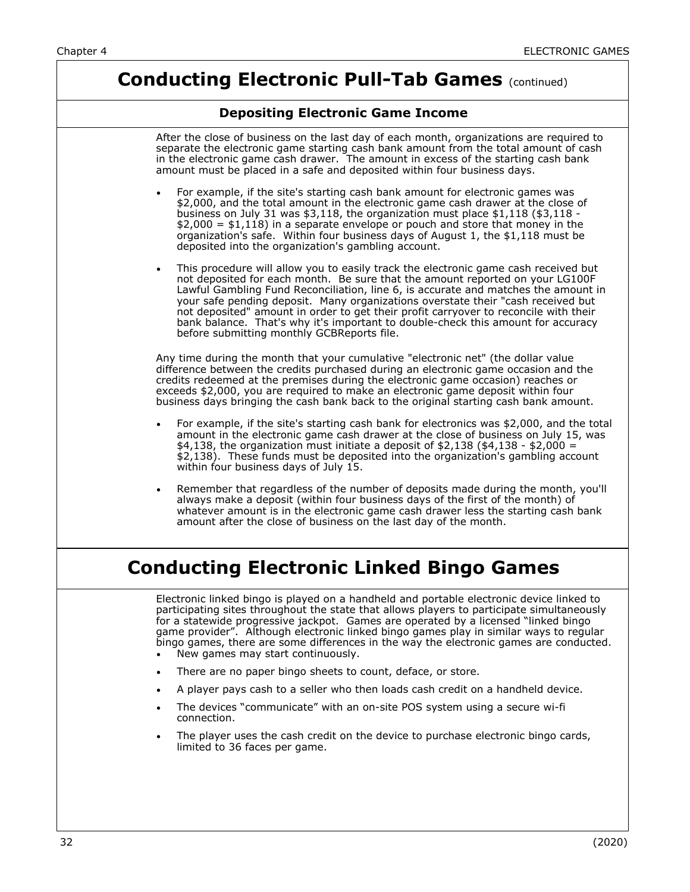# Conducting Electronic Pull-Tab Games (continued)

## Depositing Electronic Game Income

After the close of business on the last day of each month, organizations are required to separate the electronic game starting cash bank amount from the total amount of cash in the electronic game cash drawer. The amount in excess of the starting cash bank amount must be placed in a safe and deposited within four business days.

- For example, if the site's starting cash bank amount for electronic games was $2,000, and the total amount in the electronic game cash drawer at the close of business on July 31 was $3,118, the organization must place $1,118 ($3,118 - $2,000 = $1,118) in a separate envelope or pouch and store that money in the organization's safe. Within four business days of August 1, the $1,118 must be deposited into the organization's gambling account.
- This procedure will allow you to easily track the electronic game cash received but not deposited for each month. Be sure that the amount reported on your LG100F Lawful Gambling Fund Reconciliation, line 6, is accurate and matches the amount in your safe pending deposit. Many organizations overstate their "cash received but not deposited" amount in order to get their profit carryover to reconcile with their bank balance. That's why it's important to double-check this amount for accuracy before submitting monthly GCBReports file.

Any time during the month that your cumulative "electronic net" (the dollar value difference between the credits purchased during an electronic game occasion and the credits redeemed at the premises during the electronic game occasion) reaches or exceeds $2,000, you are required to make an electronic game deposit within four business days bringing the cash bank back to the original starting cash bank amount.

- For example, if the site's starting cash bank for electronics was $2,000, and the total amount in the electronic game cash drawer at the close of business on July 15, was $4,138, the organization must initiate a deposit of $2,138 ($4,138 - $2,000 = $2,138). These funds must be deposited into the organization's gambling account within four business days of July 15.
- Remember that regardless of the number of deposits made during the month, you'll always make a deposit (within four business days of the first of the month) of whatever amount is in the electronic game cash drawer less the starting cash bank amount after the close of business on the last day of the month.

# Conducting Electronic Linked Bingo Games

Electronic linked bingo is played on a handheld and portable electronic device linked to participating sites throughout the state that allows players to participate simultaneously for a statewide progressive jackpot. Games are operated by a licensed "linked bingo game provider". Although electronic linked bingo games play in similar ways to regular bingo games, there are some differences in the way the electronic games are conducted.

- New games may start continuously.
- There are no paper bingo sheets to count, deface, or store.
- A player pays cash to a seller who then loads cash credit on a handheld device.
- The devices "communicate" with an on-site POS system using a secure wi-fi connection.
- The player uses the cash credit on the device to purchase electronic bingo cards, limited to 36 faces per game.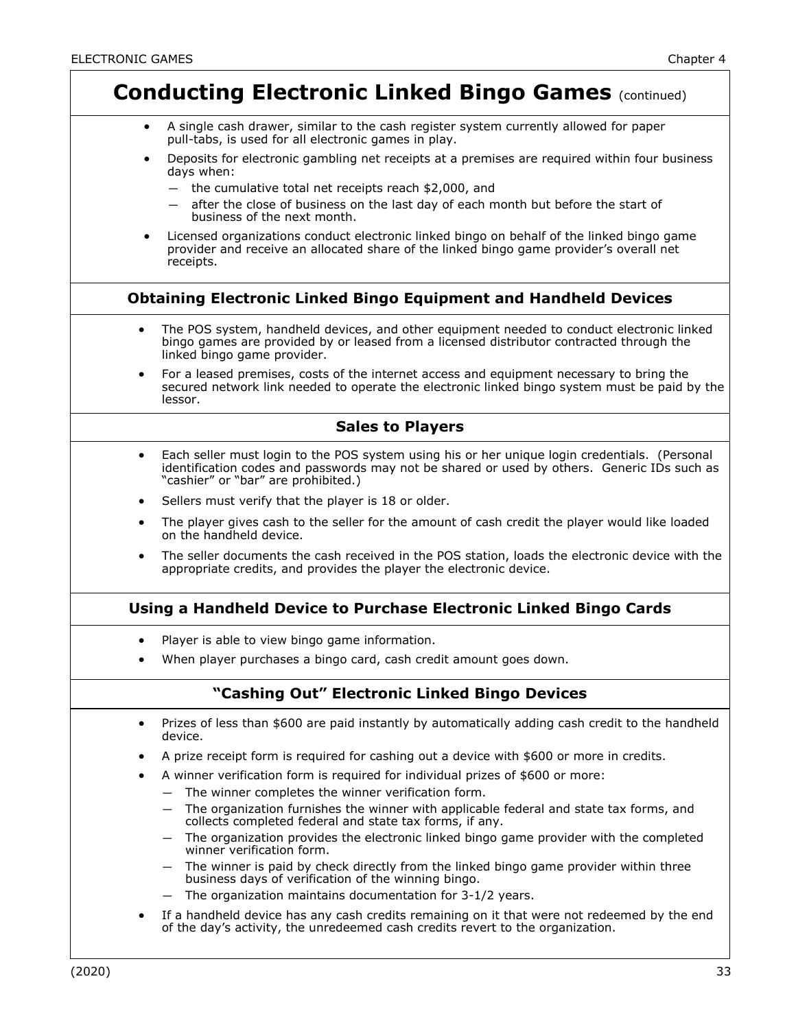# Conducting Electronic Linked Bingo Games (continued)

- A single cash drawer, similar to the cash register system currently allowed for paper pull-tabs, is used for all electronic games in play.
- Deposits for electronic gambling net receipts at a premises are required within four business days when:
  - the cumulative total net receipts reach $2,000, and
  - after the close of business on the last day of each month but before the start of business of the next month.
- Licensed organizations conduct electronic linked bingo on behalf of the linked bingo game provider and receive an allocated share of the linked bingo game provider's overall net receipts.

## Obtaining Electronic Linked Bingo Equipment and Handheld Devices

- The POS system, handheld devices, and other equipment needed to conduct electronic linked bingo games are provided by or leased from a licensed distributor contracted through the linked bingo game provider.
- For a leased premises, costs of the internet access and equipment necessary to bring the secured network link needed to operate the electronic linked bingo system must be paid by the lessor.

## Sales to Players

- Each seller must login to the POS system using his or her unique login credentials. (Personal identification codes and passwords may not be shared or used by others. Generic IDs such as "cashier" or "bar" are prohibited.)
- Sellers must verify that the player is 18 or older.
- The player gives cash to the seller for the amount of cash credit the player would like loaded on the handheld device.
- The seller documents the cash received in the POS station, loads the electronic device with the appropriate credits, and provides the player the electronic device.

## Using a Handheld Device to Purchase Electronic Linked Bingo Cards

- Player is able to view bingo game information.
- When player purchases a bingo card, cash credit amount goes down.

## "Cashing Out" Electronic Linked Bingo Devices

- Prizes of less than $600 are paid instantly by automatically adding cash credit to the handheld device.
- A prize receipt form is required for cashing out a device with $600 or more in credits.
- A winner verification form is required for individual prizes of $600 or more:
  - The winner completes the winner verification form.
  - The organization furnishes the winner with applicable federal and state tax forms, and collects completed federal and state tax forms, if any.
  - The organization provides the electronic linked bingo game provider with the completed winner verification form.
  - The winner is paid by check directly from the linked bingo game provider within three business days of verification of the winning bingo.
  - The organization maintains documentation for 3-1/2 years.
- If a handheld device has any cash credits remaining on it that were not redeemed by the end of the day's activity, the unredeemed cash credits revert to the organization.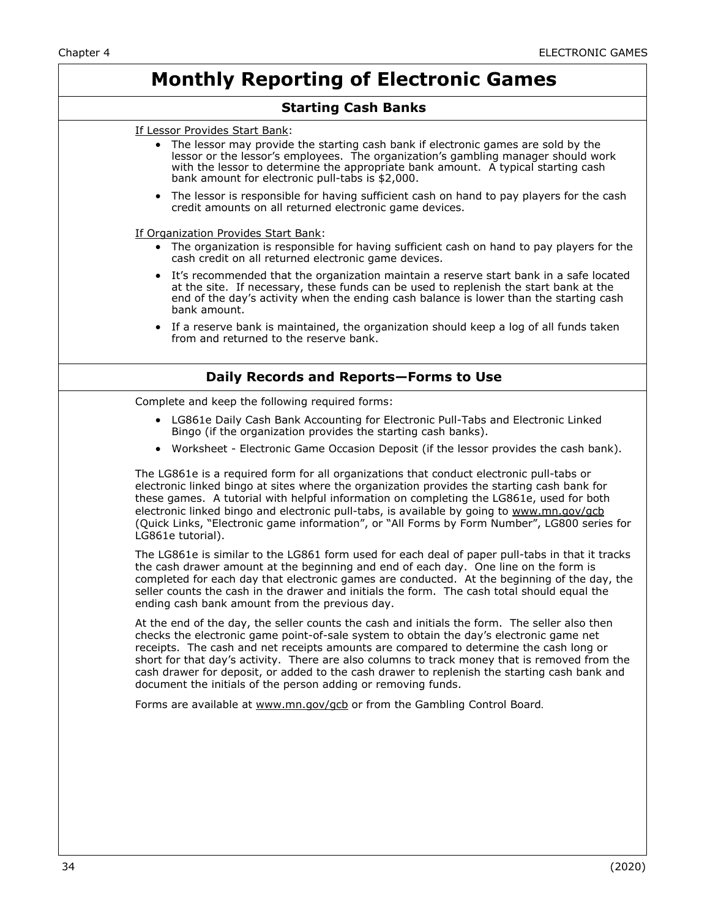# Monthly Reporting of Electronic Games

## Starting Cash Banks

If Lessor Provides Start Bank:

- The lessor may provide the starting cash bank if electronic games are sold by the lessor or the lessor's employees. The organization's gambling manager should work with the lessor to determine the appropriate bank amount. A typical starting cash bank amount for electronic pull-tabs is $2,000.
- The lessor is responsible for having sufficient cash on hand to pay players for the cash credit amounts on all returned electronic game devices.

If Organization Provides Start Bank:

- The organization is responsible for having sufficient cash on hand to pay players for the cash credit on all returned electronic game devices.
- It's recommended that the organization maintain a reserve start bank in a safe located at the site. If necessary, these funds can be used to replenish the start bank at the end of the day's activity when the ending cash balance is lower than the starting cash bank amount.
- If a reserve bank is maintained, the organization should keep a log of all funds taken from and returned to the reserve bank.

## Daily Records and Reports—Forms to Use

Complete and keep the following required forms:

- LG861e Daily Cash Bank Accounting for Electronic Pull-Tabs and Electronic Linked Bingo (if the organization provides the starting cash banks).
- Worksheet - Electronic Game Occasion Deposit (if the lessor provides the cash bank).

The LG861e is a required form for all organizations that conduct electronic pull-tabs or electronic linked bingo at sites where the organization provides the starting cash bank for these games. A tutorial with helpful information on completing the LG861e, used for both electronic linked bingo and electronic pull-tabs, is available by going to www.mn.gov/gcb (Quick Links, "Electronic game information", or "All Forms by Form Number", LG800 series for LG861e tutorial).

The LG861e is similar to the LG861 form used for each deal of paper pull-tabs in that it tracks the cash drawer amount at the beginning and end of each day. One line on the form is completed for each day that electronic games are conducted. At the beginning of the day, the seller counts the cash in the drawer and initials the form. The cash total should equal the ending cash bank amount from the previous day.

At the end of the day, the seller counts the cash and initials the form. The seller also then checks the electronic game point-of-sale system to obtain the day's electronic game net receipts. The cash and net receipts amounts are compared to determine the cash long or short for that day's activity. There are also columns to track money that is removed from the cash drawer for deposit, or added to the cash drawer to replenish the starting cash bank and document the initials of the person adding or removing funds.

Forms are available at www.mn.gov/gcb or from the Gambling Control Board.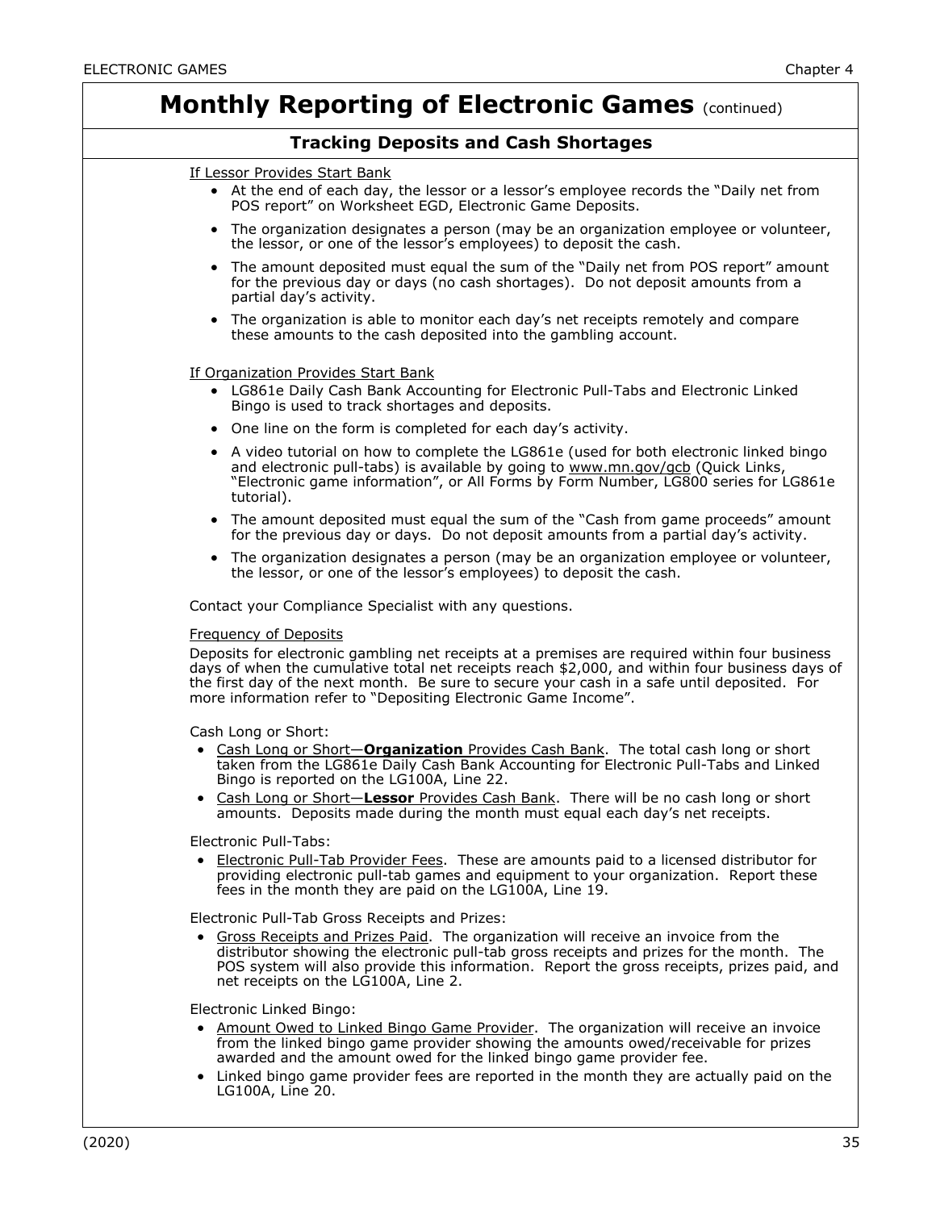# Monthly Reporting of Electronic Games (continued)

## Tracking Deposits and Cash Shortages

If Lessor Provides Start Bank

- At the end of each day, the lessor or a lessor's employee records the "Daily net from POS report" on Worksheet EGD, Electronic Game Deposits.
- The organization designates a person (may be an organization employee or volunteer, the lessor, or one of the lessor's employees) to deposit the cash.
- The amount deposited must equal the sum of the "Daily net from POS report" amount for the previous day or days (no cash shortages). Do not deposit amounts from a partial day's activity.
- The organization is able to monitor each day's net receipts remotely and compare these amounts to the cash deposited into the gambling account.

If Organization Provides Start Bank

- LG861e Daily Cash Bank Accounting for Electronic Pull-Tabs and Electronic Linked Bingo is used to track shortages and deposits.
- One line on the form is completed for each day's activity.
- A video tutorial on how to complete the LG861e (used for both electronic linked bingo and electronic pull-tabs) is available by going to www.mn.gov/gcb (Quick Links, "Electronic game information", or All Forms by Form Number, LG800 series for LG861e tutorial).
- The amount deposited must equal the sum of the "Cash from game proceeds" amount for the previous day or days. Do not deposit amounts from a partial day's activity.
- The organization designates a person (may be an organization employee or volunteer, the lessor, or one of the lessor's employees) to deposit the cash.

Contact your Compliance Specialist with any questions.

Frequency of Deposits

Deposits for electronic gambling net receipts at a premises are required within four business days of when the cumulative total net receipts reach $2,000, and within four business days of the first day of the next month. Be sure to secure your cash in a safe until deposited. For more information refer to "Depositing Electronic Game Income".

Cash Long or Short:

- Cash Long or Short—**Organization** Provides Cash Bank. The total cash long or short taken from the LG861e Daily Cash Bank Accounting for Electronic Pull-Tabs and Linked Bingo is reported on the LG100A, Line 22.
- Cash Long or Short—**Lessor** Provides Cash Bank. There will be no cash long or short amounts. Deposits made during the month must equal each day's net receipts.

Electronic Pull-Tabs:

- Electronic Pull-Tab Provider Fees. These are amounts paid to a licensed distributor for providing electronic pull-tab games and equipment to your organization. Report these fees in the month they are paid on the LG100A, Line 19.

Electronic Pull-Tab Gross Receipts and Prizes:

- Gross Receipts and Prizes Paid. The organization will receive an invoice from the distributor showing the electronic pull-tab gross receipts and prizes for the month. The POS system will also provide this information. Report the gross receipts, prizes paid, and net receipts on the LG100A, Line 2.

Electronic Linked Bingo:

- Amount Owed to Linked Bingo Game Provider. The organization will receive an invoice from the linked bingo game provider showing the amounts owed/receivable for prizes awarded and the amount owed for the linked bingo game provider fee.
- Linked bingo game provider fees are reported in the month they are actually paid on the LG100A, Line 20.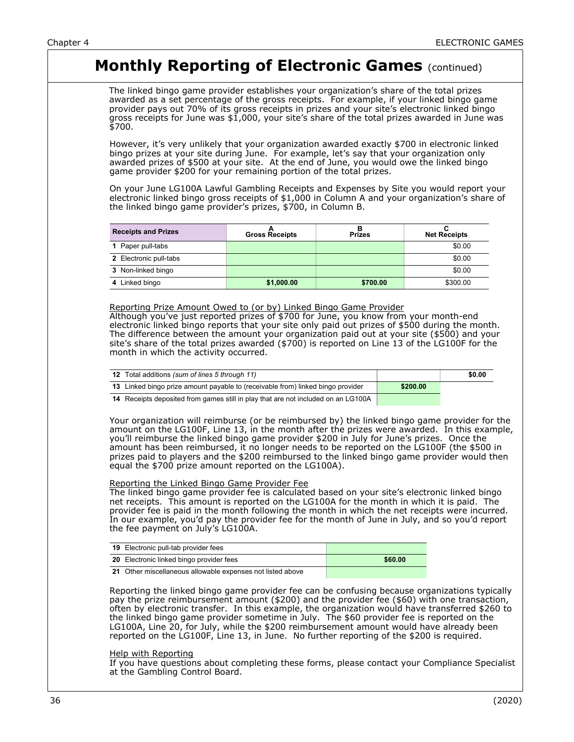# Monthly Reporting of Electronic Games (continued)

The linked bingo game provider establishes your organization's share of the total prizes awarded as a set percentage of the gross receipts. For example, if your linked bingo game provider pays out 70% of its gross receipts in prizes and your site's electronic linked bingo gross receipts for June was $1,000, your site's share of the total prizes awarded in June was $700.

However, it's very unlikely that your organization awarded exactly $700 in electronic linked bingo prizes at your site during June. For example, let's say that your organization only awarded prizes of $500 at your site. At the end of June, you would owe the linked bingo game provider $200 for your remaining portion of the total prizes.

On your June LG100A Lawful Gambling Receipts and Expenses by Site you would report your electronic linked bingo gross receipts of $1,000 in Column A and your organization's share of the linked bingo game provider's prizes, $700, in Column B.

| Receipts and Prizes | A Gross Receipts | B Prizes | C Net Receipts |
|---|---|---|---|
| 1 Paper pull-tabs | | | $0.00 |
| 2 Electronic pull-tabs | | | $0.00 |
| 3 Non-linked bingo | | | $0.00 |
| 4 Linked bingo | $1,000.00 | $700.00 | $300.00 |

Reporting Prize Amount Owed to (or by) Linked Bingo Game Provider

Although you've just reported prizes of $700 for June, you know from your month-end electronic linked bingo reports that your site only paid out prizes of $500 during the month. The difference between the amount your organization paid out at your site ($500) and your site's share of the total prizes awarded ($700) is reported on Line 13 of the LG100F for the month in which the activity occurred.

| | | |
|---|---|---|
| 12 Total additions *(sum of lines 5 through 11)* | | $0.00 |
| 13 Linked bingo prize amount payable to (receivable from) linked bingo provider | $200.00 | |
| 14 Receipts deposited from games still in play that are not included on an LG100A | | |

Your organization will reimburse (or be reimbursed by) the linked bingo game provider for the amount on the LG100F, Line 13, in the month after the prizes were awarded. In this example, you'll reimburse the linked bingo game provider $200 in July for June's prizes. Once the amount has been reimbursed, it no longer needs to be reported on the LG100F (the $500 in prizes paid to players and the $200 reimbursed to the linked bingo game provider would then equal the $700 prize amount reported on the LG100A).

Reporting the Linked Bingo Game Provider Fee

The linked bingo game provider fee is calculated based on your site's electronic linked bingo net receipts. This amount is reported on the LG100A for the month in which it is paid. The provider fee is paid in the month following the month in which the net receipts were incurred. In our example, you'd pay the provider fee for the month of June in July, and so you'd report the fee payment on July's LG100A.

| | |
|---|---|
| 19 Electronic pull-tab provider fees | |
| 20 Electronic linked bingo provider fees | $60.00 |
| 21 Other miscellaneous allowable expenses not listed above | |

Reporting the linked bingo game provider fee can be confusing because organizations typically pay the prize reimbursement amount ($200) and the provider fee ($60) with one transaction, often by electronic transfer. In this example, the organization would have transferred $260 to the linked bingo game provider sometime in July. The $60 provider fee is reported on the LG100A, Line 20, for July, while the $200 reimbursement amount would have already been reported on the LG100F, Line 13, in June. No further reporting of the $200 is required.

Help with Reporting

If you have questions about completing these forms, please contact your Compliance Specialist at the Gambling Control Board.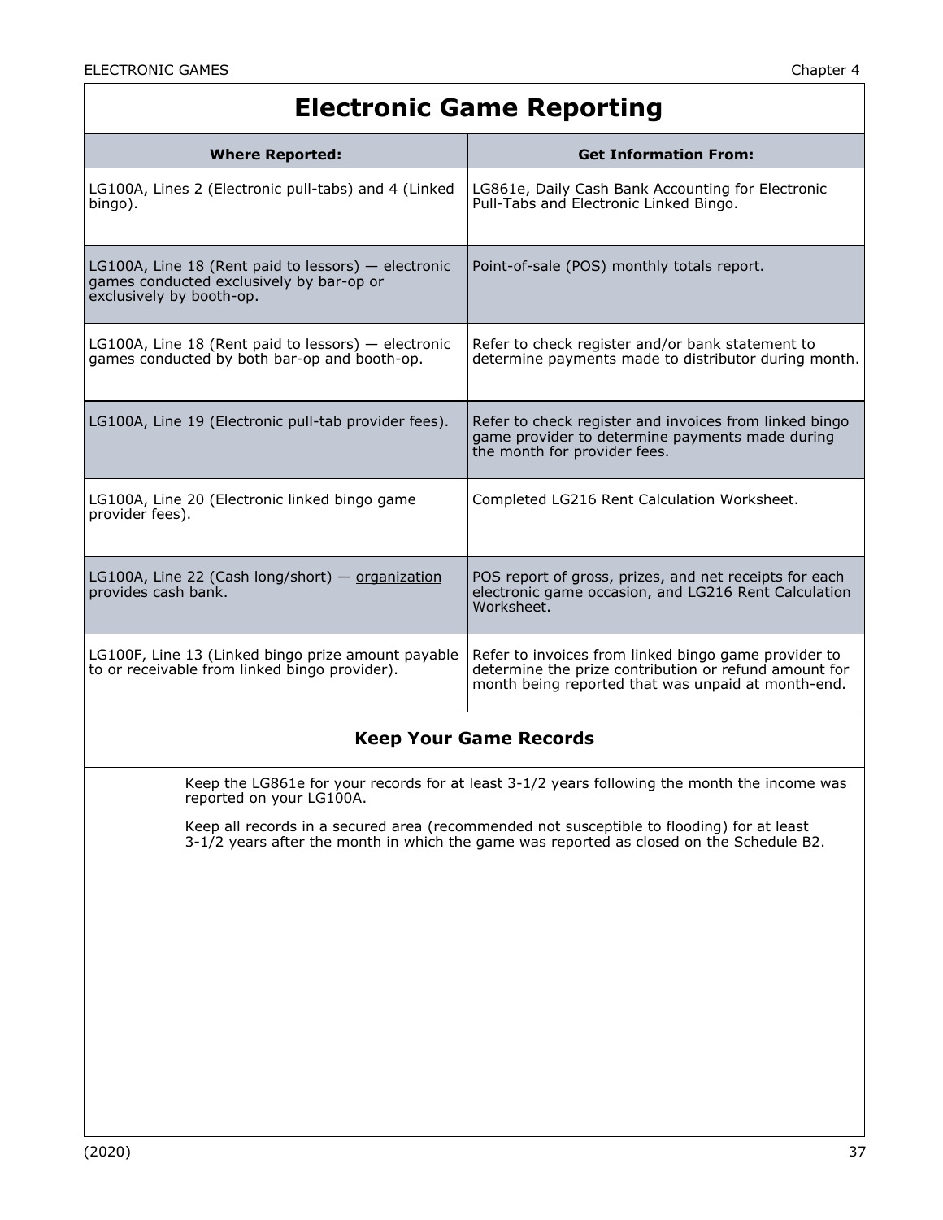# Electronic Game Reporting

| Where Reported: | Get Information From: |
|---|---|
| LG100A, Lines 2 (Electronic pull-tabs) and 4 (Linked bingo). | LG861e, Daily Cash Bank Accounting for Electronic Pull-Tabs and Electronic Linked Bingo. |
| LG100A, Line 18 (Rent paid to lessors) — electronic games conducted exclusively by bar-op or exclusively by booth-op. | Point-of-sale (POS) monthly totals report. |
| LG100A, Line 18 (Rent paid to lessors) — electronic games conducted by both bar-op and booth-op. | Refer to check register and/or bank statement to determine payments made to distributor during month. |
| LG100A, Line 19 (Electronic pull-tab provider fees). | Refer to check register and invoices from linked bingo game provider to determine payments made during the month for provider fees. |
| LG100A, Line 20 (Electronic linked bingo game provider fees). | Completed LG216 Rent Calculation Worksheet. |
| LG100A, Line 22 (Cash long/short) — <u>organization</u> provides cash bank. | POS report of gross, prizes, and net receipts for each electronic game occasion, and LG216 Rent Calculation Worksheet. |
| LG100F, Line 13 (Linked bingo prize amount payable to or receivable from linked bingo provider). | Refer to invoices from linked bingo game provider to determine the prize contribution or refund amount for month being reported that was unpaid at month-end. |

## Keep Your Game Records

Keep the LG861e for your records for at least 3-1/2 years following the month the income was reported on your LG100A.

Keep all records in a secured area (recommended not susceptible to flooding) for at least 3-1/2 years after the month in which the game was reported as closed on the Schedule B2.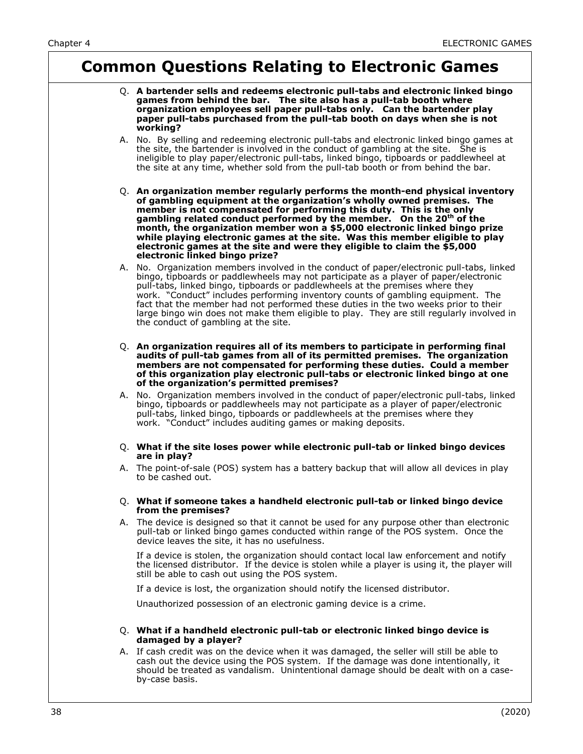# Common Questions Relating to Electronic Games

Q. **A bartender sells and redeems electronic pull-tabs and electronic linked bingo games from behind the bar. The site also has a pull-tab booth where organization employees sell paper pull-tabs only. Can the bartender play paper pull-tabs purchased from the pull-tab booth on days when she is not working?**

A. No. By selling and redeeming electronic pull-tabs and electronic linked bingo games at the site, the bartender is involved in the conduct of gambling at the site. She is ineligible to play paper/electronic pull-tabs, linked bingo, tipboards or paddlewheel at the site at any time, whether sold from the pull-tab booth or from behind the bar.

Q. **An organization member regularly performs the month-end physical inventory of gambling equipment at the organization's wholly owned premises. The member is not compensated for performing this duty. This is the only gambling related conduct performed by the member. On the 20th of the month, the organization member won a $5,000 electronic linked bingo prize while playing electronic games at the site. Was this member eligible to play electronic games at the site and were they eligible to claim the $5,000 electronic linked bingo prize?**

A. No. Organization members involved in the conduct of paper/electronic pull-tabs, linked bingo, tipboards or paddlewheels may not participate as a player of paper/electronic pull-tabs, linked bingo, tipboards or paddlewheels at the premises where they work. "Conduct" includes performing inventory counts of gambling equipment. The fact that the member had not performed these duties in the two weeks prior to their large bingo win does not make them eligible to play. They are still regularly involved in the conduct of gambling at the site.

Q. **An organization requires all of its members to participate in performing final audits of pull-tab games from all of its permitted premises. The organization members are not compensated for performing these duties. Could a member of this organization play electronic pull-tabs or electronic linked bingo at one of the organization's permitted premises?**

A. No. Organization members involved in the conduct of paper/electronic pull-tabs, linked bingo, tipboards or paddlewheels may not participate as a player of paper/electronic pull-tabs, linked bingo, tipboards or paddlewheels at the premises where they work. "Conduct" includes auditing games or making deposits.

Q. **What if the site loses power while electronic pull-tab or linked bingo devices are in play?**

A. The point-of-sale (POS) system has a battery backup that will allow all devices in play to be cashed out.

Q. **What if someone takes a handheld electronic pull-tab or linked bingo device from the premises?**

A. The device is designed so that it cannot be used for any purpose other than electronic pull-tab or linked bingo games conducted within range of the POS system. Once the device leaves the site, it has no usefulness.

If a device is stolen, the organization should contact local law enforcement and notify the licensed distributor. If the device is stolen while a player is using it, the player will still be able to cash out using the POS system.

If a device is lost, the organization should notify the licensed distributor.

Unauthorized possession of an electronic gaming device is a crime.

Q. **What if a handheld electronic pull-tab or electronic linked bingo device is damaged by a player?**

A. If cash credit was on the device when it was damaged, the seller will still be able to cash out the device using the POS system. If the damage was done intentionally, it should be treated as vandalism. Unintentional damage should be dealt with on a case-by-case basis.